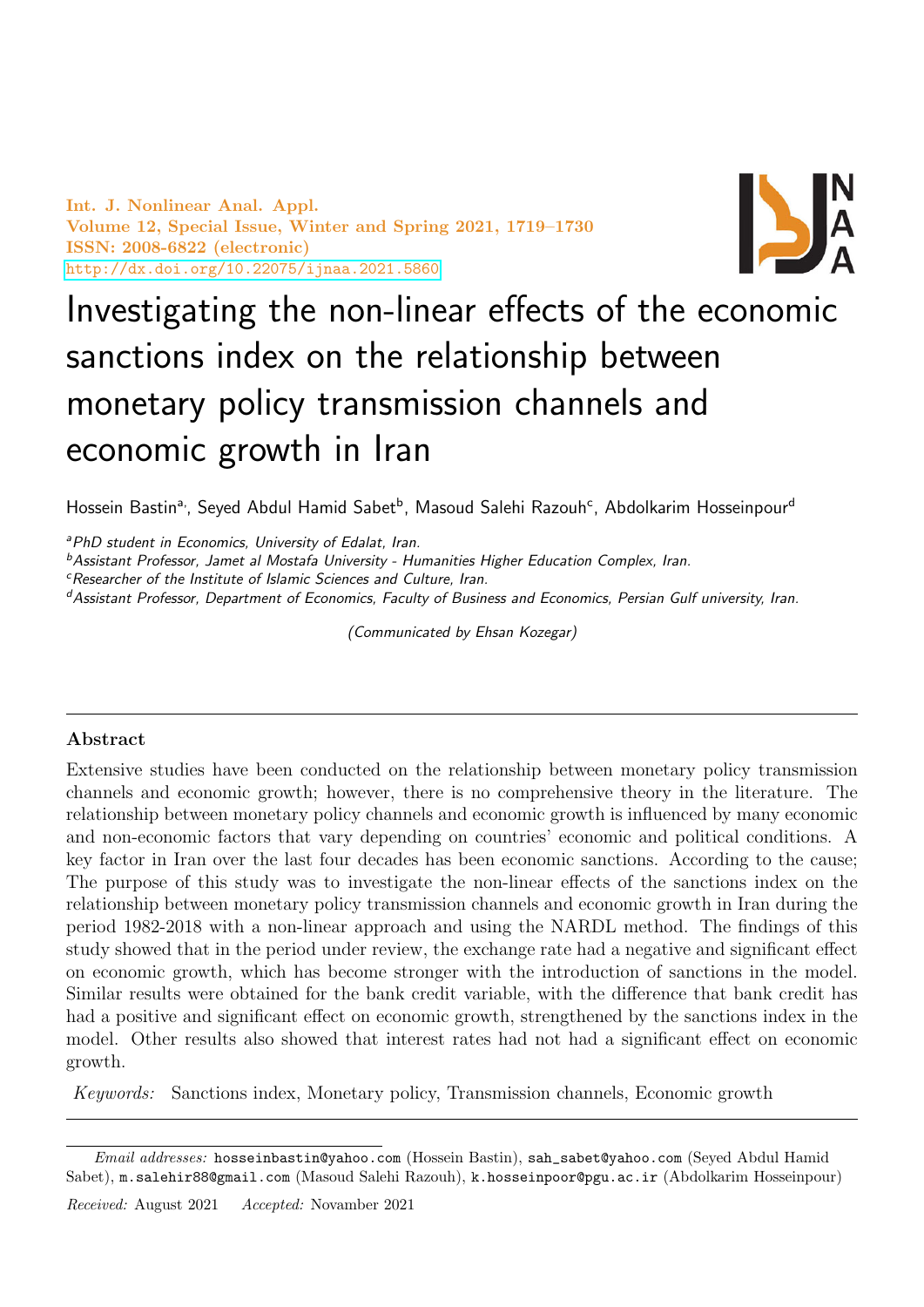# Investigating the non-linear effects of the economic sanctions index on the relationship between monetary policy transmission channels and economic growth in Iran

Hossein Bastin[a], Seyed Abdul Hamid Sabet[b], Masoud Salehi Razouh[c], Abdolkarim Hosseinpour[d]

[a]*PhD student in Economics, University of Edalat, Iran.*

[b]*Assistant Professor, Jamet al Mostafa University - Humanities Higher Education Complex, Iran.*

[c]*Researcher of the Institute of Islamic Sciences and Culture, Iran.*

[d]*Assistant Professor, Department of Economics, Faculty of Business and Economics, Persian Gulf university, Iran.*

*(Communicated by Ehsan Kozegar)*

## Abstract

Extensive studies have been conducted on the relationship between monetary policy transmission channels and economic growth; however, there is no comprehensive theory in the literature. The relationship between monetary policy channels and economic growth is influenced by many economic and non-economic factors that vary depending on countries' economic and political conditions. A key factor in Iran over the last four decades has been economic sanctions. According to the cause; The purpose of this study was to investigate the non-linear effects of the sanctions index on the relationship between monetary policy transmission channels and economic growth in Iran during the period 1982-2018 with a non-linear approach and using the NARDL method. The findings of this study showed that in the period under review, the exchange rate had a negative and significant effect on economic growth, which has become stronger with the introduction of sanctions in the model. Similar results were obtained for the bank credit variable, with the difference that bank credit has had a positive and significant effect on economic growth, strengthened by the sanctions index in the model. Other results also showed that interest rates had not had a significant effect on economic growth.

*Keywords:* Sanctions index, Monetary policy, Transmission channels, Economic growth

---

*Email addresses:* hosseinbastin@yahoo.com (Hossein Bastin), sah_sabet@yahoo.com (Seyed Abdul Hamid Sabet), m.salehir88@gmail.com (Masoud Salehi Razouh), k.hosseinpoor@pgu.ac.ir (Abdolkarim Hosseinpour)

*Received:* August 2021 *Accepted:* Novamber 2021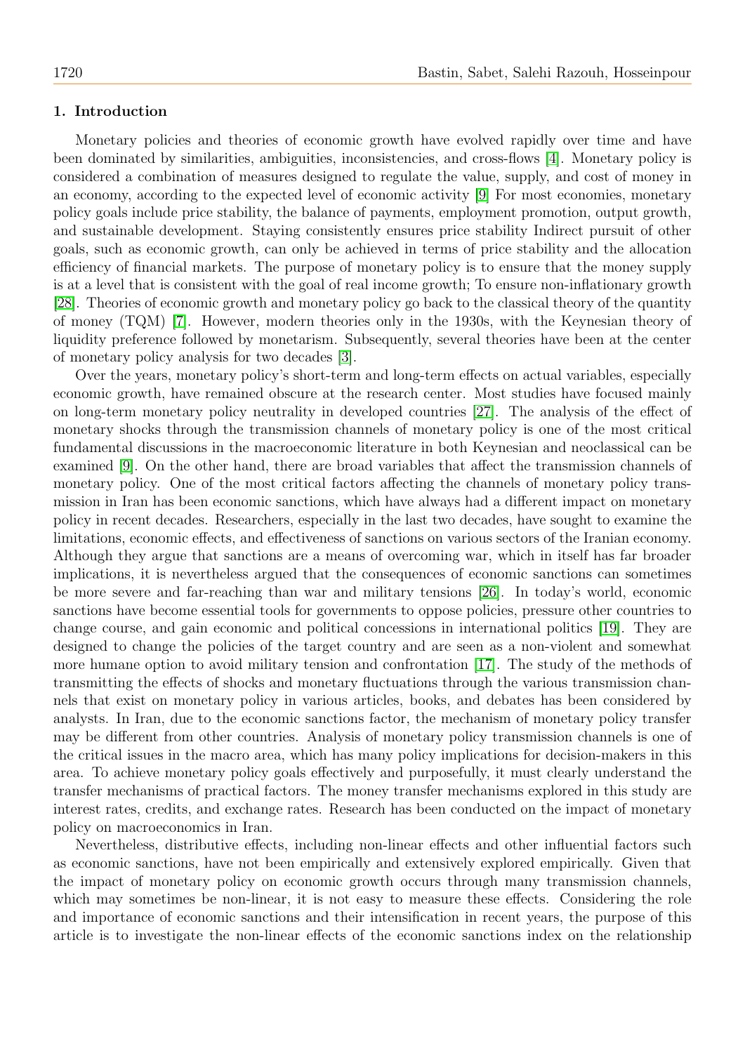## 1. Introduction

Monetary policies and theories of economic growth have evolved rapidly over time and have been dominated by similarities, ambiguities, inconsistencies, and cross-flows [4]. Monetary policy is considered a combination of measures designed to regulate the value, supply, and cost of money in an economy, according to the expected level of economic activity [9] For most economies, monetary policy goals include price stability, the balance of payments, employment promotion, output growth, and sustainable development. Staying consistently ensures price stability Indirect pursuit of other goals, such as economic growth, can only be achieved in terms of price stability and the allocation efficiency of financial markets. The purpose of monetary policy is to ensure that the money supply is at a level that is consistent with the goal of real income growth; To ensure non-inflationary growth [28]. Theories of economic growth and monetary policy go back to the classical theory of the quantity of money (TQM) [7]. However, modern theories only in the 1930s, with the Keynesian theory of liquidity preference followed by monetarism. Subsequently, several theories have been at the center of monetary policy analysis for two decades [3].

Over the years, monetary policy's short-term and long-term effects on actual variables, especially economic growth, have remained obscure at the research center. Most studies have focused mainly on long-term monetary policy neutrality in developed countries [27]. The analysis of the effect of monetary shocks through the transmission channels of monetary policy is one of the most critical fundamental discussions in the macroeconomic literature in both Keynesian and neoclassical can be examined [9]. On the other hand, there are broad variables that affect the transmission channels of monetary policy. One of the most critical factors affecting the channels of monetary policy transmission in Iran has been economic sanctions, which have always had a different impact on monetary policy in recent decades. Researchers, especially in the last two decades, have sought to examine the limitations, economic effects, and effectiveness of sanctions on various sectors of the Iranian economy. Although they argue that sanctions are a means of overcoming war, which in itself has far broader implications, it is nevertheless argued that the consequences of economic sanctions can sometimes be more severe and far-reaching than war and military tensions [26]. In today's world, economic sanctions have become essential tools for governments to oppose policies, pressure other countries to change course, and gain economic and political concessions in international politics [19]. They are designed to change the policies of the target country and are seen as a non-violent and somewhat more humane option to avoid military tension and confrontation [17]. The study of the methods of transmitting the effects of shocks and monetary fluctuations through the various transmission channels that exist on monetary policy in various articles, books, and debates has been considered by analysts. In Iran, due to the economic sanctions factor, the mechanism of monetary policy transfer may be different from other countries. Analysis of monetary policy transmission channels is one of the critical issues in the macro area, which has many policy implications for decision-makers in this area. To achieve monetary policy goals effectively and purposefully, it must clearly understand the transfer mechanisms of practical factors. The money transfer mechanisms explored in this study are interest rates, credits, and exchange rates. Research has been conducted on the impact of monetary policy on macroeconomics in Iran.

Nevertheless, distributive effects, including non-linear effects and other influential factors such as economic sanctions, have not been empirically and extensively explored empirically. Given that the impact of monetary policy on economic growth occurs through many transmission channels, which may sometimes be non-linear, it is not easy to measure these effects. Considering the role and importance of economic sanctions and their intensification in recent years, the purpose of this article is to investigate the non-linear effects of the economic sanctions index on the relationship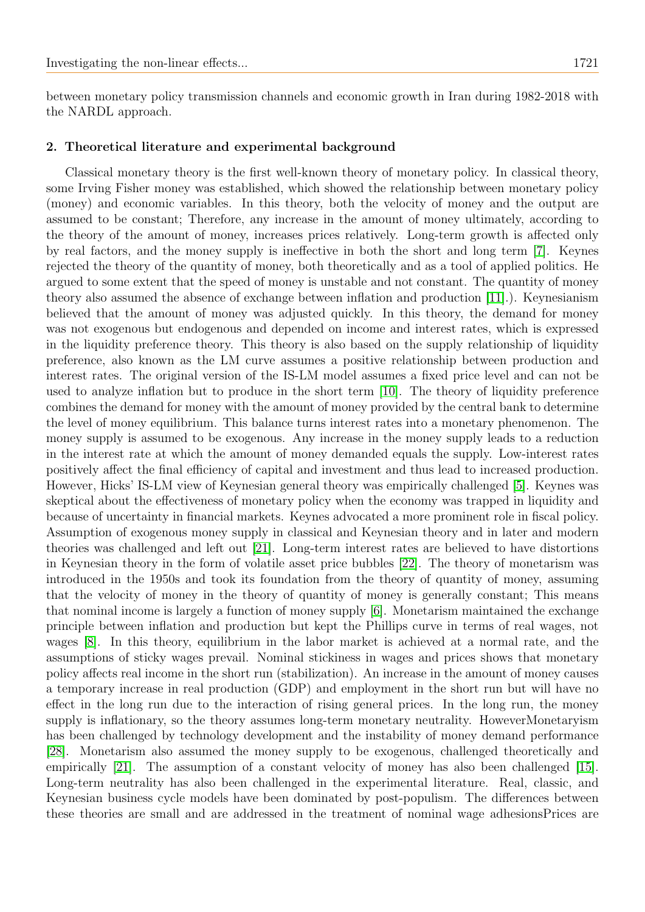between monetary policy transmission channels and economic growth in Iran during 1982-2018 with the NARDL approach.

## 2. Theoretical literature and experimental background

Classical monetary theory is the first well-known theory of monetary policy. In classical theory, some Irving Fisher money was established, which showed the relationship between monetary policy (money) and economic variables. In this theory, both the velocity of money and the output are assumed to be constant; Therefore, any increase in the amount of money ultimately, according to the theory of the amount of money, increases prices relatively. Long-term growth is affected only by real factors, and the money supply is ineffective in both the short and long term [7]. Keynes rejected the theory of the quantity of money, both theoretically and as a tool of applied politics. He argued to some extent that the speed of money is unstable and not constant. The quantity of money theory also assumed the absence of exchange between inflation and production [11].). Keynesianism believed that the amount of money was adjusted quickly. In this theory, the demand for money was not exogenous but endogenous and depended on income and interest rates, which is expressed in the liquidity preference theory. This theory is also based on the supply relationship of liquidity preference, also known as the LM curve assumes a positive relationship between production and interest rates. The original version of the IS-LM model assumes a fixed price level and can not be used to analyze inflation but to produce in the short term [10]. The theory of liquidity preference combines the demand for money with the amount of money provided by the central bank to determine the level of money equilibrium. This balance turns interest rates into a monetary phenomenon. The money supply is assumed to be exogenous. Any increase in the money supply leads to a reduction in the interest rate at which the amount of money demanded equals the supply. Low-interest rates positively affect the final efficiency of capital and investment and thus lead to increased production. However, Hicks' IS-LM view of Keynesian general theory was empirically challenged [5]. Keynes was skeptical about the effectiveness of monetary policy when the economy was trapped in liquidity and because of uncertainty in financial markets. Keynes advocated a more prominent role in fiscal policy. Assumption of exogenous money supply in classical and Keynesian theory and in later and modern theories was challenged and left out [21]. Long-term interest rates are believed to have distortions in Keynesian theory in the form of volatile asset price bubbles [22]. The theory of monetarism was introduced in the 1950s and took its foundation from the theory of quantity of money, assuming that the velocity of money in the theory of quantity of money is generally constant; This means that nominal income is largely a function of money supply [6]. Monetarism maintained the exchange principle between inflation and production but kept the Phillips curve in terms of real wages, not wages [8]. In this theory, equilibrium in the labor market is achieved at a normal rate, and the assumptions of sticky wages prevail. Nominal stickiness in wages and prices shows that monetary policy affects real income in the short run (stabilization). An increase in the amount of money causes a temporary increase in real production (GDP) and employment in the short run but will have no effect in the long run due to the interaction of rising general prices. In the long run, the money supply is inflationary, so the theory assumes long-term monetary neutrality. HoweverMonetaryism has been challenged by technology development and the instability of money demand performance [28]. Monetarism also assumed the money supply to be exogenous, challenged theoretically and empirically [21]. The assumption of a constant velocity of money has also been challenged [15]. Long-term neutrality has also been challenged in the experimental literature. Real, classic, and Keynesian business cycle models have been dominated by post-populism. The differences between these theories are small and are addressed in the treatment of nominal wage adhesionsPrices are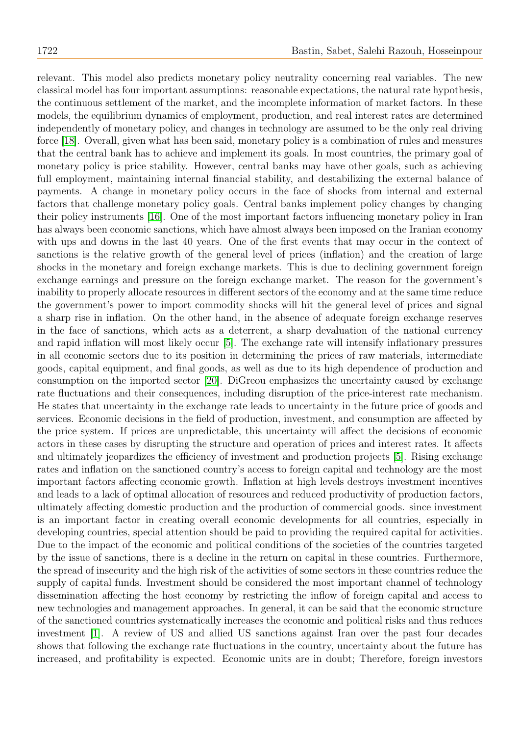relevant. This model also predicts monetary policy neutrality concerning real variables. The new classical model has four important assumptions: reasonable expectations, the natural rate hypothesis, the continuous settlement of the market, and the incomplete information of market factors. In these models, the equilibrium dynamics of employment, production, and real interest rates are determined independently of monetary policy, and changes in technology are assumed to be the only real driving force [18]. Overall, given what has been said, monetary policy is a combination of rules and measures that the central bank has to achieve and implement its goals. In most countries, the primary goal of monetary policy is price stability. However, central banks may have other goals, such as achieving full employment, maintaining internal financial stability, and destabilizing the external balance of payments. A change in monetary policy occurs in the face of shocks from internal and external factors that challenge monetary policy goals. Central banks implement policy changes by changing their policy instruments [16]. One of the most important factors influencing monetary policy in Iran has always been economic sanctions, which have almost always been imposed on the Iranian economy with ups and downs in the last 40 years. One of the first events that may occur in the context of sanctions is the relative growth of the general level of prices (inflation) and the creation of large shocks in the monetary and foreign exchange markets. This is due to declining government foreign exchange earnings and pressure on the foreign exchange market. The reason for the government's inability to properly allocate resources in different sectors of the economy and at the same time reduce the government's power to import commodity shocks will hit the general level of prices and signal a sharp rise in inflation. On the other hand, in the absence of adequate foreign exchange reserves in the face of sanctions, which acts as a deterrent, a sharp devaluation of the national currency and rapid inflation will most likely occur [5]. The exchange rate will intensify inflationary pressures in all economic sectors due to its position in determining the prices of raw materials, intermediate goods, capital equipment, and final goods, as well as due to its high dependence of production and consumption on the imported sector [20]. DiGreou emphasizes the uncertainty caused by exchange rate fluctuations and their consequences, including disruption of the price-interest rate mechanism. He states that uncertainty in the exchange rate leads to uncertainty in the future price of goods and services. Economic decisions in the field of production, investment, and consumption are affected by the price system. If prices are unpredictable, this uncertainty will affect the decisions of economic actors in these cases by disrupting the structure and operation of prices and interest rates. It affects and ultimately jeopardizes the efficiency of investment and production projects [5]. Rising exchange rates and inflation on the sanctioned country's access to foreign capital and technology are the most important factors affecting economic growth. Inflation at high levels destroys investment incentives and leads to a lack of optimal allocation of resources and reduced productivity of production factors, ultimately affecting domestic production and the production of commercial goods. since investment is an important factor in creating overall economic developments for all countries, especially in developing countries, special attention should be paid to providing the required capital for activities. Due to the impact of the economic and political conditions of the societies of the countries targeted by the issue of sanctions, there is a decline in the return on capital in these countries. Furthermore, the spread of insecurity and the high risk of the activities of some sectors in these countries reduce the supply of capital funds. Investment should be considered the most important channel of technology dissemination affecting the host economy by restricting the inflow of foreign capital and access to new technologies and management approaches. In general, it can be said that the economic structure of the sanctioned countries systematically increases the economic and political risks and thus reduces investment [1]. A review of US and allied US sanctions against Iran over the past four decades shows that following the exchange rate fluctuations in the country, uncertainty about the future has increased, and profitability is expected. Economic units are in doubt; Therefore, foreign investors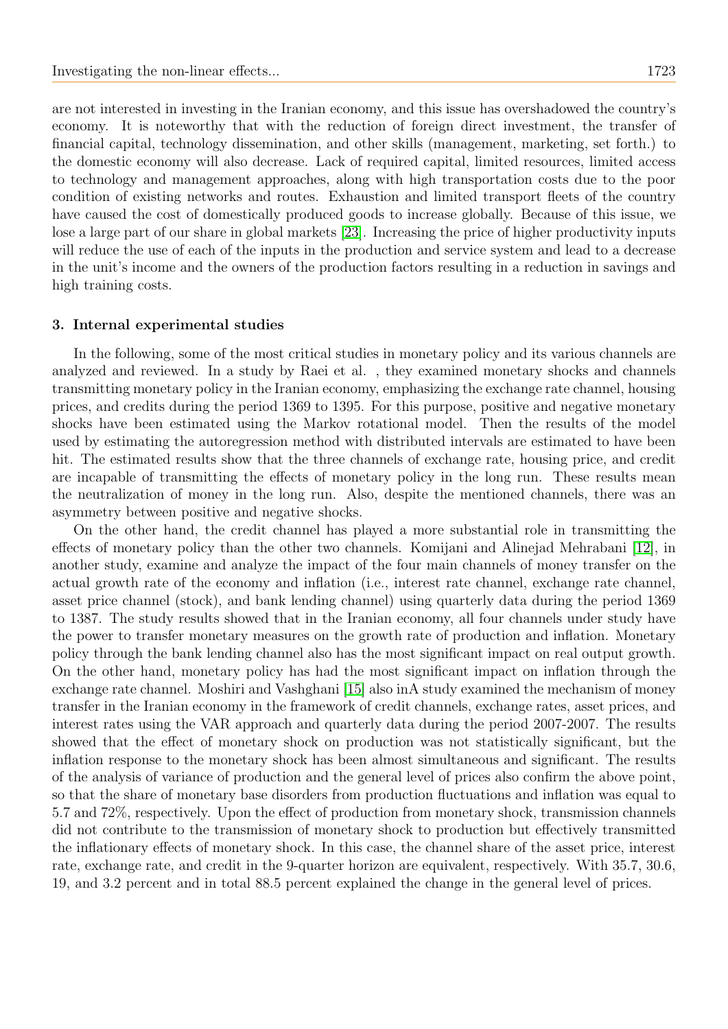are not interested in investing in the Iranian economy, and this issue has overshadowed the country's economy. It is noteworthy that with the reduction of foreign direct investment, the transfer of financial capital, technology dissemination, and other skills (management, marketing, set forth.) to the domestic economy will also decrease. Lack of required capital, limited resources, limited access to technology and management approaches, along with high transportation costs due to the poor condition of existing networks and routes. Exhaustion and limited transport fleets of the country have caused the cost of domestically produced goods to increase globally. Because of this issue, we lose a large part of our share in global markets [23]. Increasing the price of higher productivity inputs will reduce the use of each of the inputs in the production and service system and lead to a decrease in the unit's income and the owners of the production factors resulting in a reduction in savings and high training costs.

## 3. Internal experimental studies

In the following, some of the most critical studies in monetary policy and its various channels are analyzed and reviewed. In a study by Raei et al. , they examined monetary shocks and channels transmitting monetary policy in the Iranian economy, emphasizing the exchange rate channel, housing prices, and credits during the period 1369 to 1395. For this purpose, positive and negative monetary shocks have been estimated using the Markov rotational model. Then the results of the model used by estimating the autoregression method with distributed intervals are estimated to have been hit. The estimated results show that the three channels of exchange rate, housing price, and credit are incapable of transmitting the effects of monetary policy in the long run. These results mean the neutralization of money in the long run. Also, despite the mentioned channels, there was an asymmetry between positive and negative shocks.

On the other hand, the credit channel has played a more substantial role in transmitting the effects of monetary policy than the other two channels. Komijani and Alinejad Mehrabani [12], in another study, examine and analyze the impact of the four main channels of money transfer on the actual growth rate of the economy and inflation (i.e., interest rate channel, exchange rate channel, asset price channel (stock), and bank lending channel) using quarterly data during the period 1369 to 1387. The study results showed that in the Iranian economy, all four channels under study have the power to transfer monetary measures on the growth rate of production and inflation. Monetary policy through the bank lending channel also has the most significant impact on real output growth. On the other hand, monetary policy has had the most significant impact on inflation through the exchange rate channel. Moshiri and Vashghani [15] also inA study examined the mechanism of money transfer in the Iranian economy in the framework of credit channels, exchange rates, asset prices, and interest rates using the VAR approach and quarterly data during the period 2007-2007. The results showed that the effect of monetary shock on production was not statistically significant, but the inflation response to the monetary shock has been almost simultaneous and significant. The results of the analysis of variance of production and the general level of prices also confirm the above point, so that the share of monetary base disorders from production fluctuations and inflation was equal to 5.7 and 72%, respectively. Upon the effect of production from monetary shock, transmission channels did not contribute to the transmission of monetary shock to production but effectively transmitted the inflationary effects of monetary shock. In this case, the channel share of the asset price, interest rate, exchange rate, and credit in the 9-quarter horizon are equivalent, respectively. With 35.7, 30.6, 19, and 3.2 percent and in total 88.5 percent explained the change in the general level of prices.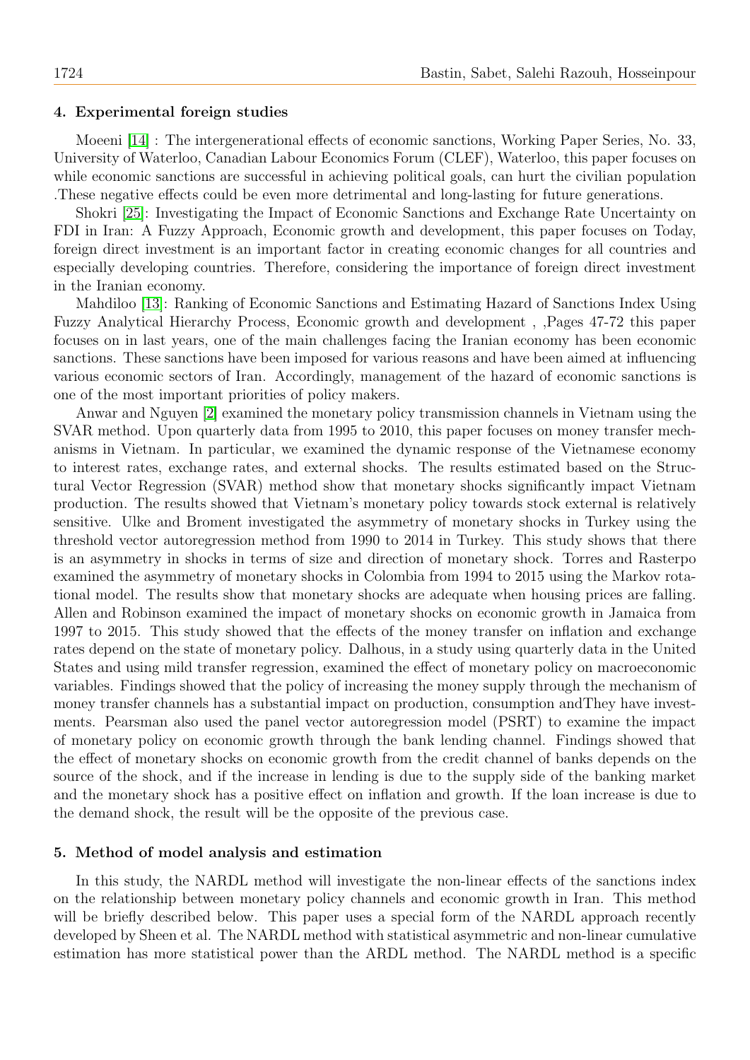### 4. Experimental foreign studies

Moeeni [14] : The intergenerational effects of economic sanctions, Working Paper Series, No. 33, University of Waterloo, Canadian Labour Economics Forum (CLEF), Waterloo, this paper focuses on while economic sanctions are successful in achieving political goals, can hurt the civilian population .These negative effects could be even more detrimental and long-lasting for future generations.

Shokri [25]: Investigating the Impact of Economic Sanctions and Exchange Rate Uncertainty on FDI in Iran: A Fuzzy Approach, Economic growth and development, this paper focuses on Today, foreign direct investment is an important factor in creating economic changes for all countries and especially developing countries. Therefore, considering the importance of foreign direct investment in the Iranian economy.

Mahdiloo [13]: Ranking of Economic Sanctions and Estimating Hazard of Sanctions Index Using Fuzzy Analytical Hierarchy Process, Economic growth and development , ,Pages 47-72 this paper focuses on in last years, one of the main challenges facing the Iranian economy has been economic sanctions. These sanctions have been imposed for various reasons and have been aimed at influencing various economic sectors of Iran. Accordingly, management of the hazard of economic sanctions is one of the most important priorities of policy makers.

Anwar and Nguyen [2] examined the monetary policy transmission channels in Vietnam using the SVAR method. Upon quarterly data from 1995 to 2010, this paper focuses on money transfer mechanisms in Vietnam. In particular, we examined the dynamic response of the Vietnamese economy to interest rates, exchange rates, and external shocks. The results estimated based on the Structural Vector Regression (SVAR) method show that monetary shocks significantly impact Vietnam production. The results showed that Vietnam's monetary policy towards stock external is relatively sensitive. Ulke and Broment investigated the asymmetry of monetary shocks in Turkey using the threshold vector autoregression method from 1990 to 2014 in Turkey. This study shows that there is an asymmetry in shocks in terms of size and direction of monetary shock. Torres and Rasterpo examined the asymmetry of monetary shocks in Colombia from 1994 to 2015 using the Markov rotational model. The results show that monetary shocks are adequate when housing prices are falling. Allen and Robinson examined the impact of monetary shocks on economic growth in Jamaica from 1997 to 2015. This study showed that the effects of the money transfer on inflation and exchange rates depend on the state of monetary policy. Dalhous, in a study using quarterly data in the United States and using mild transfer regression, examined the effect of monetary policy on macroeconomic variables. Findings showed that the policy of increasing the money supply through the mechanism of money transfer channels has a substantial impact on production, consumption andThey have investments. Pearsman also used the panel vector autoregression model (PSRT) to examine the impact of monetary policy on economic growth through the bank lending channel. Findings showed that the effect of monetary shocks on economic growth from the credit channel of banks depends on the source of the shock, and if the increase in lending is due to the supply side of the banking market and the monetary shock has a positive effect on inflation and growth. If the loan increase is due to the demand shock, the result will be the opposite of the previous case.

### 5. Method of model analysis and estimation

In this study, the NARDL method will investigate the non-linear effects of the sanctions index on the relationship between monetary policy channels and economic growth in Iran. This method will be briefly described below. This paper uses a special form of the NARDL approach recently developed by Sheen et al. The NARDL method with statistical asymmetric and non-linear cumulative estimation has more statistical power than the ARDL method. The NARDL method is a specific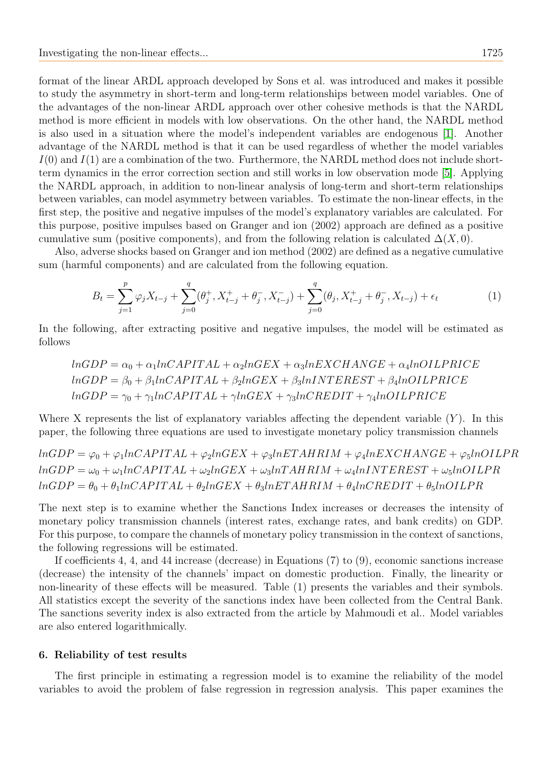format of the linear ARDL approach developed by Sons et al. was introduced and makes it possible to study the asymmetry in short-term and long-term relationships between model variables. One of the advantages of the non-linear ARDL approach over other cohesive methods is that the NARDL method is more efficient in models with low observations. On the other hand, the NARDL method is also used in a situation where the model's independent variables are endogenous [1]. Another advantage of the NARDL method is that it can be used regardless of whether the model variables $I(0)$ and $I(1)$ are a combination of the two. Furthermore, the NARDL method does not include short-term dynamics in the error correction section and still works in low observation mode [5]. Applying the NARDL approach, in addition to non-linear analysis of long-term and short-term relationships between variables, can model asymmetry between variables. To estimate the non-linear effects, in the first step, the positive and negative impulses of the model's explanatory variables are calculated. For this purpose, positive impulses based on Granger and ion (2002) approach are defined as a positive cumulative sum (positive components), and from the following relation is calculated $\Delta(X, 0)$.

Also, adverse shocks based on Granger and ion method (2002) are defined as a negative cumulative sum (harmful components) and are calculated from the following equation.

$$B_t = \sum_{j=1}^{p} \varphi_j X_{t-j} + \sum_{j=0}^{q} (\theta_j^+, X_{t-j}^+ + \theta_j^-, X_{t-j}^-) + \sum_{j=0}^{q} (\theta_j, X_{t-j}^+ + \theta_j^-, X_{t-j}) + \epsilon_t \tag{1}$$

In the following, after extracting positive and negative impulses, the model will be estimated as follows

$$lnGDP = \alpha_0 + \alpha_1 lnCAPITAL + \alpha_2 lnGEX + \alpha_3 lnEXCHANGE + \alpha_4 lnOILPRICE$$
$$lnGDP = \beta_0 + \beta_1 lnCAPITAL + \beta_2 lnGEX + \beta_3 lnINTEREST + \beta_4 lnOILPRICE$$
$$lnGDP = \gamma_0 + \gamma_1 lnCAPITAL + \gamma lnGEX + \gamma_3 lnCREDIT + \gamma_4 lnOILPRICE$$

Where X represents the list of explanatory variables affecting the dependent variable $(Y)$. In this paper, the following three equations are used to investigate monetary policy transmission channels

$$lnGDP = \varphi_0 + \varphi_1 lnCAPITAL + \varphi_2 lnGEX + \varphi_3 lnETAHRIM + \varphi_4 lnEXCHANGE + \varphi_5 lnOILPR$$
$$lnGDP = \omega_0 + \omega_1 lnCAPITAL + \omega_2 lnGEX + \omega_3 lnTAHRIM + \omega_4 lnINTEREST + \omega_5 lnOILPR$$
$$lnGDP = \theta_0 + \theta_1 lnCAPITAL + \theta_2 lnGEX + \theta_3 lnETAHRIM + \theta_4 lnCREDIT + \theta_5 lnOILPR$$

The next step is to examine whether the Sanctions Index increases or decreases the intensity of monetary policy transmission channels (interest rates, exchange rates, and bank credits) on GDP. For this purpose, to compare the channels of monetary policy transmission in the context of sanctions, the following regressions will be estimated.

If coefficients 4, 4, and 44 increase (decrease) in Equations (7) to (9), economic sanctions increase (decrease) the intensity of the channels' impact on domestic production. Finally, the linearity or non-linearity of these effects will be measured. Table (1) presents the variables and their symbols. All statistics except the severity of the sanctions index have been collected from the Central Bank. The sanctions severity index is also extracted from the article by Mahmoudi et al.. Model variables are also entered logarithmically.

## 6. Reliability of test results

The first principle in estimating a regression model is to examine the reliability of the model variables to avoid the problem of false regression in regression analysis. This paper examines the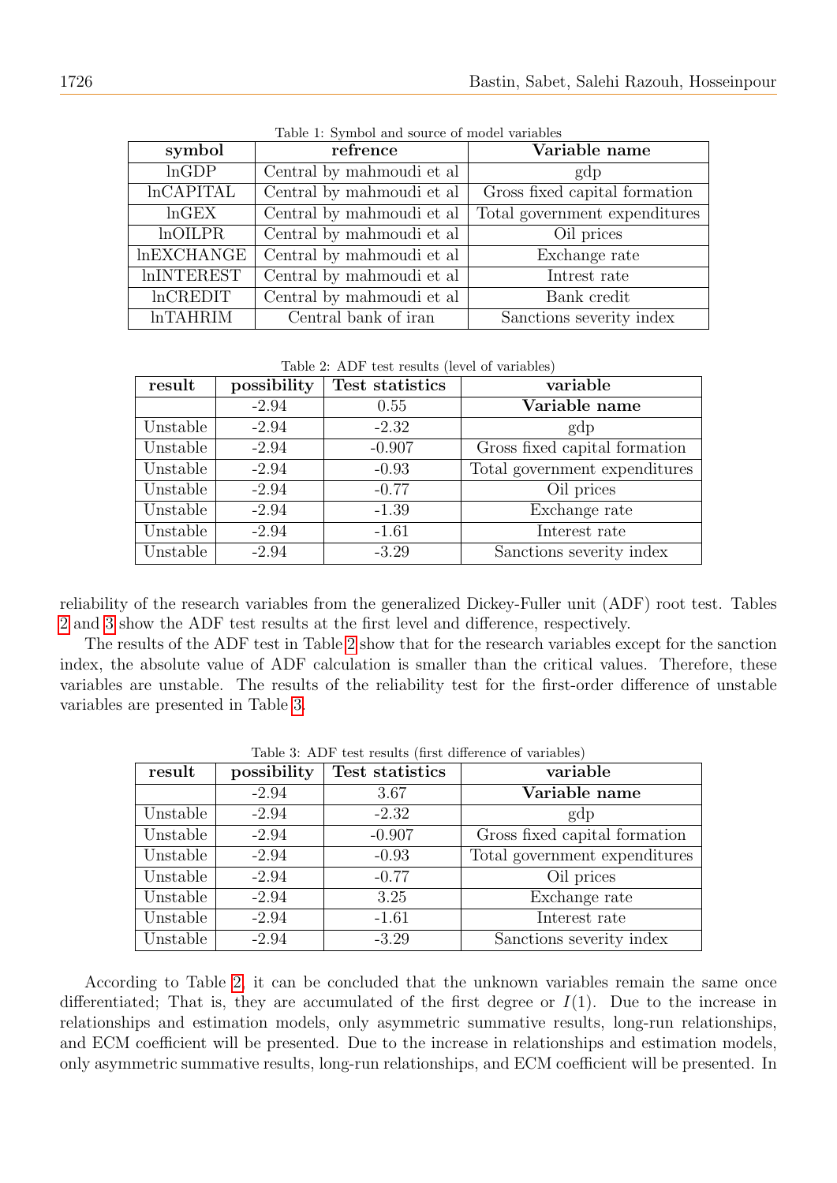Table 1: Symbol and source of model variables

| symbol | refrence | Variable name |
|---|---|---|
| lnGDP | Central by mahmoudi et al | gdp |
| lnCAPITAL | Central by mahmoudi et al | Gross fixed capital formation |
| lnGEX | Central by mahmoudi et al | Total government expenditures |
| lnOILPR | Central by mahmoudi et al | Oil prices |
| lnEXCHANGE | Central by mahmoudi et al | Exchange rate |
| lnINTEREST | Central by mahmoudi et al | Intrest rate |
| lnCREDIT | Central by mahmoudi et al | Bank credit |
| lnTAHRIM | Central bank of iran | Sanctions severity index |

Table 2: ADF test results (level of variables)

| result | possibility | Test statistics | variable |
|---|---|---|---|
| | -2.94 | 0.55 | **Variable name** |
| Unstable | -2.94 | -2.32 | gdp |
| Unstable | -2.94 | -0.907 | Gross fixed capital formation |
| Unstable | -2.94 | -0.93 | Total government expenditures |
| Unstable | -2.94 | -0.77 | Oil prices |
| Unstable | -2.94 | -1.39 | Exchange rate |
| Unstable | -2.94 | -1.61 | Interest rate |
| Unstable | -2.94 | -3.29 | Sanctions severity index |

reliability of the research variables from the generalized Dickey-Fuller unit (ADF) root test. Tables 2 and 3 show the ADF test results at the first level and difference, respectively.

The results of the ADF test in Table 2 show that for the research variables except for the sanction index, the absolute value of ADF calculation is smaller than the critical values. Therefore, these variables are unstable. The results of the reliability test for the first-order difference of unstable variables are presented in Table 3.

Table 3: ADF test results (first difference of variables)

| result | possibility | Test statistics | variable |
|---|---|---|---|
| | -2.94 | 3.67 | **Variable name** |
| Unstable | -2.94 | -2.32 | gdp |
| Unstable | -2.94 | -0.907 | Gross fixed capital formation |
| Unstable | -2.94 | -0.93 | Total government expenditures |
| Unstable | -2.94 | -0.77 | Oil prices |
| Unstable | -2.94 | 3.25 | Exchange rate |
| Unstable | -2.94 | -1.61 | Interest rate |
| Unstable | -2.94 | -3.29 | Sanctions severity index |

According to Table 2, it can be concluded that the unknown variables remain the same once differentiated; That is, they are accumulated of the first degree or $I(1)$. Due to the increase in relationships and estimation models, only asymmetric summative results, long-run relationships, and ECM coefficient will be presented. Due to the increase in relationships and estimation models, only asymmetric summative results, long-run relationships, and ECM coefficient will be presented. In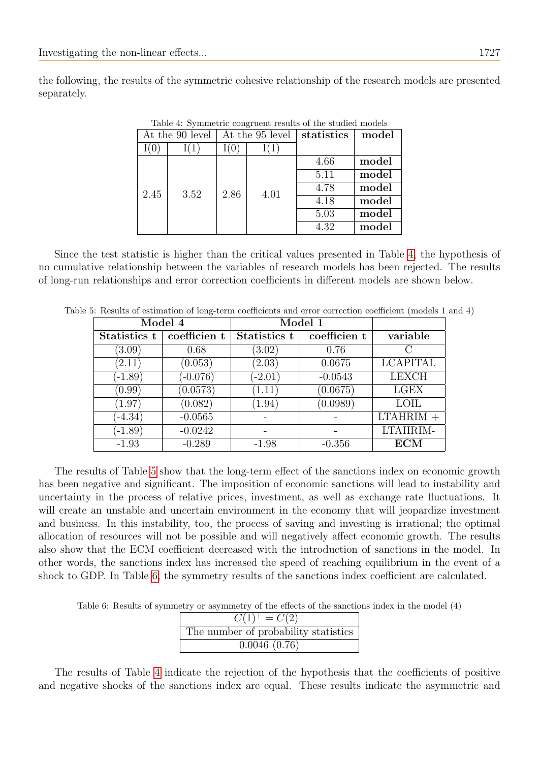the following, the results of the symmetric cohesive relationship of the research models are presented separately.

Table 4: Symmetric congruent results of the studied models

| At the 90 level | | At the 95 level | | statistics | model |
|---|---|---|---|---|---|
| I(0) | I(1) | I(0) | I(1) | | |
| 2.45 | 3.52 | 2.86 | 4.01 | 4.66 | **model** |
| | | | | 5.11 | **model** |
| | | | | 4.78 | **model** |
| | | | | 4.18 | **model** |
| | | | | 5.03 | **model** |
| | | | | 4.32 | **model** |

Since the test statistic is higher than the critical values presented in Table 4, the hypothesis of no cumulative relationship between the variables of research models has been rejected. The results of long-run relationships and error correction coefficients in different models are shown below.

Table 5: Results of estimation of long-term coefficients and error correction coefficient (models 1 and 4)

| **Model 4** | | **Model 1** | | |
|---|---|---|---|---|
| **Statistics t** | **coefficien t** | **Statistics t** | **coefficien t** | **variable** |
| (3.09) | 0.68 | (3.02) | 0.76 | C |
| (2.11) | (0.053) | (2.03) | 0.0675 | LCAPITAL |
| (-1.89) | (-0.076) | (-2.01) | -0.0543 | LEXCH |
| (0.99) | (0.0573) | (1.11) | (0.0675) | LGEX |
| (1.97) | (0.082) | (1.94) | (0.0989) | LOIL |
| (-4.34) | -0.0565 | - | - | LTAHRIM + |
| (-1.89) | -0.0242 | - | - | LTAHRIM- |
| -1.93 | -0.289 | -1.98 | -0.356 | **ECM** |

The results of Table 5 show that the long-term effect of the sanctions index on economic growth has been negative and significant. The imposition of economic sanctions will lead to instability and uncertainty in the process of relative prices, investment, as well as exchange rate fluctuations. It will create an unstable and uncertain environment in the economy that will jeopardize investment and business. In this instability, too, the process of saving and investing is irrational; the optimal allocation of resources will not be possible and will negatively affect economic growth. The results also show that the ECM coefficient decreased with the introduction of sanctions in the model. In other words, the sanctions index has increased the speed of reaching equilibrium in the event of a shock to GDP. In Table 6, the symmetry results of the sanctions index coefficient are calculated.

Table 6: Results of symmetry or asymmetry of the effects of the sanctions index in the model (4)

| $C(1)^{+} = C(2)^{-}$ |
|---|
| The number of probability statistics |
| 0.0046 (0.76) |

The results of Table 4 indicate the rejection of the hypothesis that the coefficients of positive and negative shocks of the sanctions index are equal. These results indicate the asymmetric and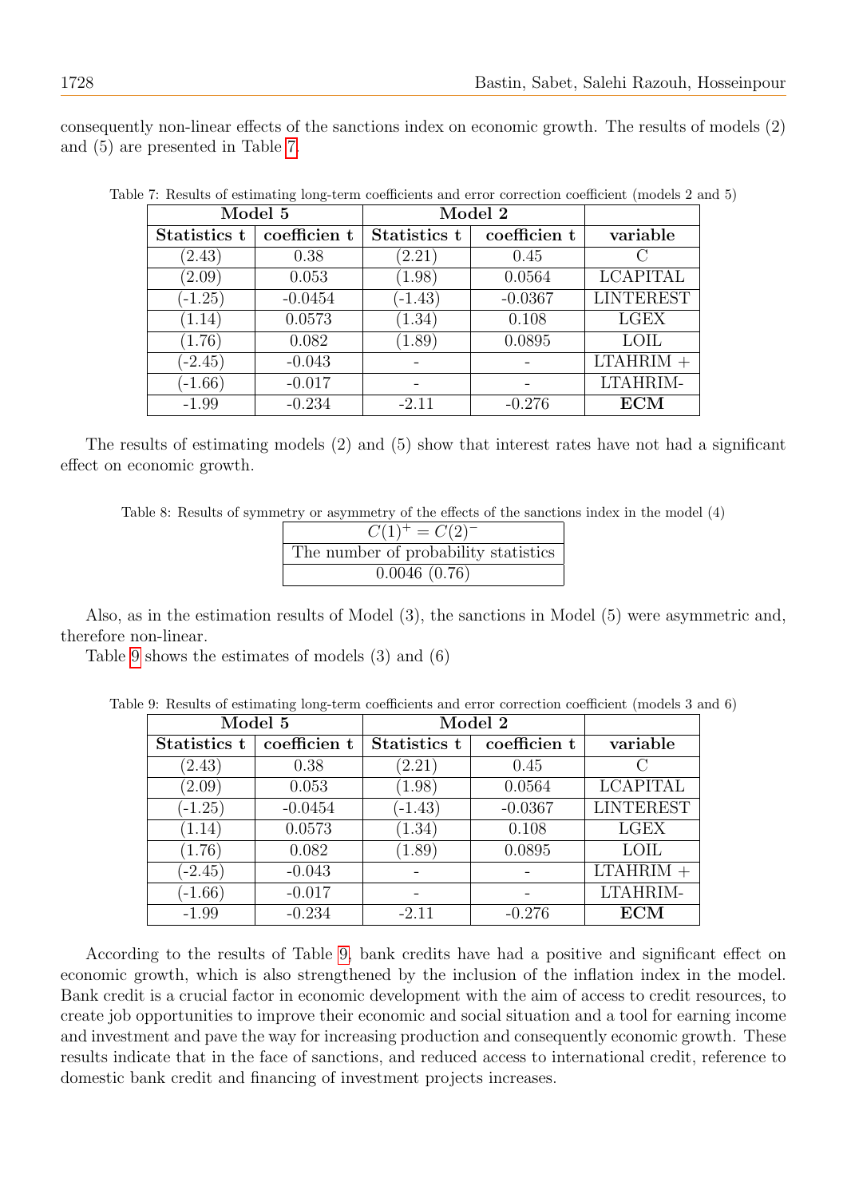consequently non-linear effects of the sanctions index on economic growth. The results of models (2) and (5) are presented in Table 7.

Table 7: Results of estimating long-term coefficients and error correction coefficient (models 2 and 5)

| Model 5 | | Model 2 | | |
|---|---|---|---|---|
| **Statistics t** | **coefficien t** | **Statistics t** | **coefficien t** | **variable** |
| (2.43) | 0.38 | (2.21) | 0.45 | C |
| (2.09) | 0.053 | (1.98) | 0.0564 | LCAPITAL |
| (-1.25) | -0.0454 | (-1.43) | -0.0367 | LINTEREST |
| (1.14) | 0.0573 | (1.34) | 0.108 | LGEX |
| (1.76) | 0.082 | (1.89) | 0.0895 | LOIL |
| (-2.45) | -0.043 | - | - | LTAHRIM + |
| (-1.66) | -0.017 | - | - | LTAHRIM- |
| -1.99 | -0.234 | -2.11 | -0.276 | **ECM** |

The results of estimating models (2) and (5) show that interest rates have not had a significant effect on economic growth.

Table 8: Results of symmetry or asymmetry of the effects of the sanctions index in the model (4)

| $C(1)^{+} = C(2)^{-}$ |
|---|
| The number of probability statistics |
| 0.0046 (0.76) |

Also, as in the estimation results of Model (3), the sanctions in Model (5) were asymmetric and, therefore non-linear.

Table 9 shows the estimates of models (3) and (6)

Table 9: Results of estimating long-term coefficients and error correction coefficient (models 3 and 6)

| Model 5 | | Model 2 | | |
|---|---|---|---|---|
| **Statistics t** | **coefficien t** | **Statistics t** | **coefficien t** | **variable** |
| (2.43) | 0.38 | (2.21) | 0.45 | C |
| (2.09) | 0.053 | (1.98) | 0.0564 | LCAPITAL |
| (-1.25) | -0.0454 | (-1.43) | -0.0367 | LINTEREST |
| (1.14) | 0.0573 | (1.34) | 0.108 | LGEX |
| (1.76) | 0.082 | (1.89) | 0.0895 | LOIL |
| (-2.45) | -0.043 | - | - | LTAHRIM + |
| (-1.66) | -0.017 | - | - | LTAHRIM- |
| -1.99 | -0.234 | -2.11 | -0.276 | **ECM** |

According to the results of Table 9, bank credits have had a positive and significant effect on economic growth, which is also strengthened by the inclusion of the inflation index in the model. Bank credit is a crucial factor in economic development with the aim of access to credit resources, to create job opportunities to improve their economic and social situation and a tool for earning income and investment and pave the way for increasing production and consequently economic growth. These results indicate that in the face of sanctions, and reduced access to international credit, reference to domestic bank credit and financing of investment projects increases.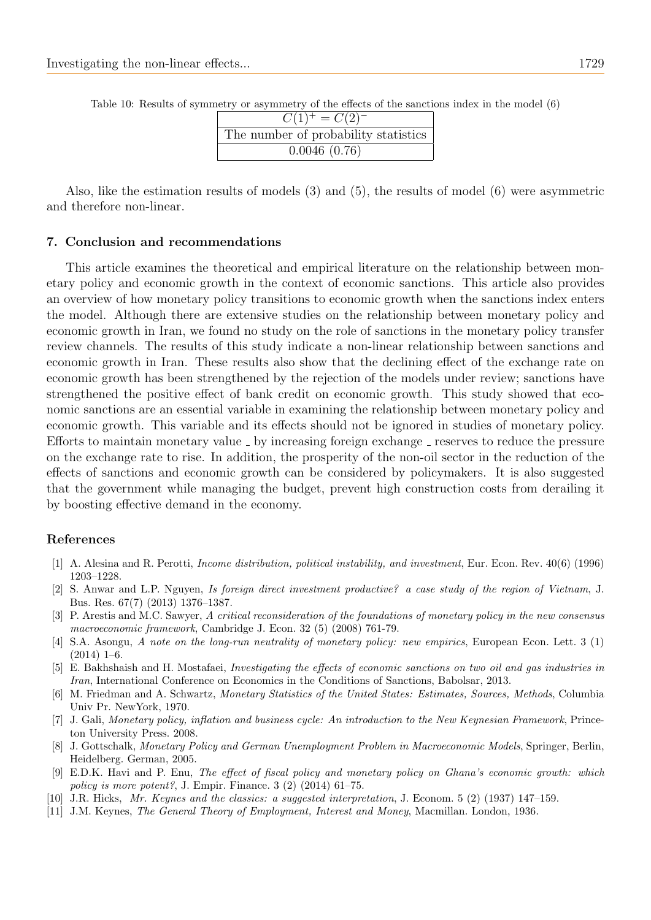Table 10: Results of symmetry or asymmetry of the effects of the sanctions index in the model (6)

| $C(1)^{+} = C(2)^{-}$ |
|---|
| The number of probability statistics |
| 0.0046 (0.76) |

Also, like the estimation results of models (3) and (5), the results of model (6) were asymmetric and therefore non-linear.

## 7. Conclusion and recommendations

This article examines the theoretical and empirical literature on the relationship between monetary policy and economic growth in the context of economic sanctions. This article also provides an overview of how monetary policy transitions to economic growth when the sanctions index enters the model. Although there are extensive studies on the relationship between monetary policy and economic growth in Iran, we found no study on the role of sanctions in the monetary policy transfer review channels. The results of this study indicate a non-linear relationship between sanctions and economic growth in Iran. These results also show that the declining effect of the exchange rate on economic growth has been strengthened by the rejection of the models under review; sanctions have strengthened the positive effect of bank credit on economic growth. This study showed that economic sanctions are an essential variable in examining the relationship between monetary policy and economic growth. This variable and its effects should not be ignored in studies of monetary policy. Efforts to maintain monetary value _ by increasing foreign exchange _ reserves to reduce the pressure on the exchange rate to rise. In addition, the prosperity of the non-oil sector in the reduction of the effects of sanctions and economic growth can be considered by policymakers. It is also suggested that the government while managing the budget, prevent high construction costs from derailing it by boosting effective demand in the economy.

## References

[1] A. Alesina and R. Perotti, *Income distribution, political instability, and investment*, Eur. Econ. Rev. 40(6) (1996) 1203–1228.

[2] S. Anwar and L.P. Nguyen, *Is foreign direct investment productive? a case study of the region of Vietnam*, J. Bus. Res. 67(7) (2013) 1376–1387.

[3] P. Arestis and M.C. Sawyer, *A critical reconsideration of the foundations of monetary policy in the new consensus macroeconomic framework*, Cambridge J. Econ. 32 (5) (2008) 761-79.

[4] S.A. Asongu, *A note on the long-run neutrality of monetary policy: new empirics*, European Econ. Lett. 3 (1) (2014) 1–6.

[5] E. Bakhshaish and H. Mostafaei, *Investigating the effects of economic sanctions on two oil and gas industries in Iran*, International Conference on Economics in the Conditions of Sanctions, Babolsar, 2013.

[6] M. Friedman and A. Schwartz, *Monetary Statistics of the United States: Estimates, Sources, Methods*, Columbia Univ Pr. NewYork, 1970.

[7] J. Gali, *Monetary policy, inflation and business cycle: An introduction to the New Keynesian Framework*, Princeton University Press. 2008.

[8] J. Gottschalk, *Monetary Policy and German Unemployment Problem in Macroeconomic Models*, Springer, Berlin, Heidelberg. German, 2005.

[9] E.D.K. Havi and P. Enu, *The effect of fiscal policy and monetary policy on Ghana's economic growth: which policy is more potent?*, J. Empir. Finance. 3 (2) (2014) 61–75.

[10] J.R. Hicks, *Mr. Keynes and the classics: a suggested interpretation*, J. Econom. 5 (2) (1937) 147–159.

[11] J.M. Keynes, *The General Theory of Employment, Interest and Money*, Macmillan. London, 1936.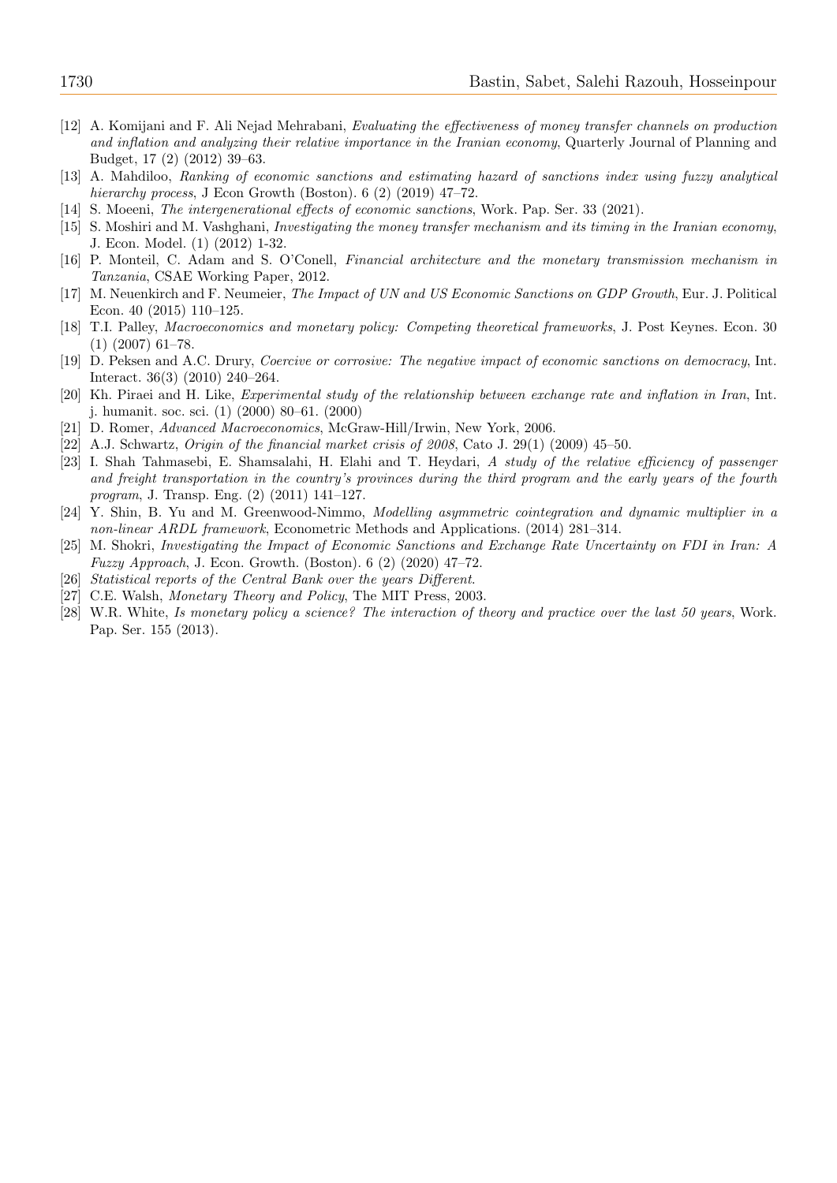[12] A. Komijani and F. Ali Nejad Mehrabani, *Evaluating the effectiveness of money transfer channels on production and inflation and analyzing their relative importance in the Iranian economy*, Quarterly Journal of Planning and Budget, 17 (2) (2012) 39–63.

[13] A. Mahdiloo, *Ranking of economic sanctions and estimating hazard of sanctions index using fuzzy analytical hierarchy process*, J Econ Growth (Boston). 6 (2) (2019) 47–72.

[14] S. Moeeni, *The intergenerational effects of economic sanctions*, Work. Pap. Ser. 33 (2021).

[15] S. Moshiri and M. Vashghani, *Investigating the money transfer mechanism and its timing in the Iranian economy*, J. Econ. Model. (1) (2012) 1-32.

[16] P. Monteil, C. Adam and S. O'Conell, *Financial architecture and the monetary transmission mechanism in Tanzania*, CSAE Working Paper, 2012.

[17] M. Neuenkirch and F. Neumeier, *The Impact of UN and US Economic Sanctions on GDP Growth*, Eur. J. Political Econ. 40 (2015) 110–125.

[18] T.I. Palley, *Macroeconomics and monetary policy: Competing theoretical frameworks*, J. Post Keynes. Econ. 30 (1) (2007) 61–78.

[19] D. Peksen and A.C. Drury, *Coercive or corrosive: The negative impact of economic sanctions on democracy*, Int. Interact. 36(3) (2010) 240–264.

[20] Kh. Piraei and H. Like, *Experimental study of the relationship between exchange rate and inflation in Iran*, Int. j. humanit. soc. sci. (1) (2000) 80–61. (2000)

[21] D. Romer, *Advanced Macroeconomics*, McGraw-Hill/Irwin, New York, 2006.

[22] A.J. Schwartz, *Origin of the financial market crisis of 2008*, Cato J. 29(1) (2009) 45–50.

[23] I. Shah Tahmasebi, E. Shamsalahi, H. Elahi and T. Heydari, *A study of the relative efficiency of passenger and freight transportation in the country's provinces during the third program and the early years of the fourth program*, J. Transp. Eng. (2) (2011) 141–127.

[24] Y. Shin, B. Yu and M. Greenwood-Nimmo, *Modelling asymmetric cointegration and dynamic multiplier in a non-linear ARDL framework*, Econometric Methods and Applications. (2014) 281–314.

[25] M. Shokri, *Investigating the Impact of Economic Sanctions and Exchange Rate Uncertainty on FDI in Iran: A Fuzzy Approach*, J. Econ. Growth. (Boston). 6 (2) (2020) 47–72.

[26] *Statistical reports of the Central Bank over the years Different*.

[27] C.E. Walsh, *Monetary Theory and Policy*, The MIT Press, 2003.

[28] W.R. White, *Is monetary policy a science? The interaction of theory and practice over the last 50 years*, Work. Pap. Ser. 155 (2013).